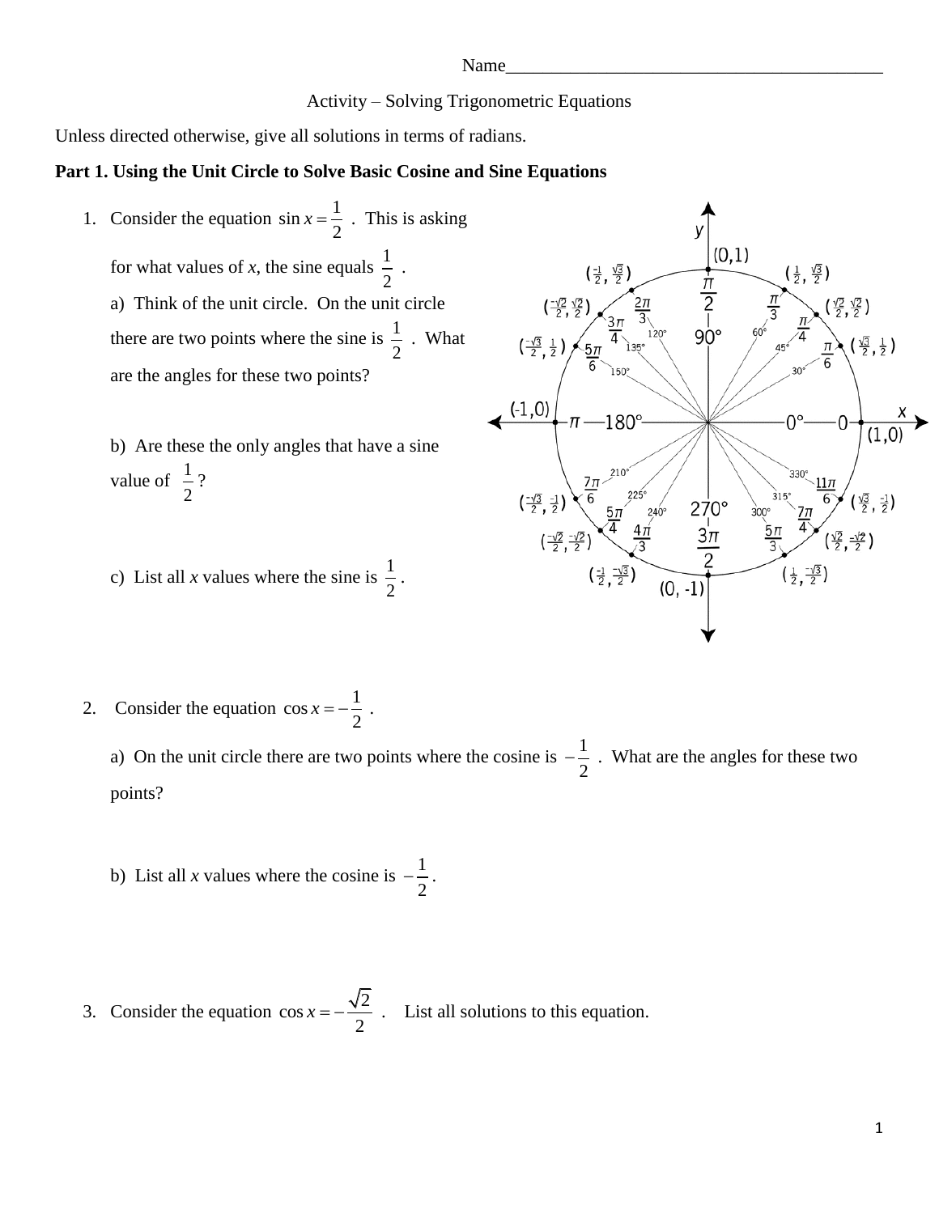Name_________________________________________

Activity – Solving Trigonometric Equations

Unless directed otherwise, give all solutions in terms of radians.

**Part 1. Using the Unit Circle to Solve Basic Cosine and Sine Equations**

1. Consider the equation $\sin x = \frac{1}{2}$ . This is asking for what values of *x*, the sine equals $\frac{1}{2}$ .

   a) Think of the unit circle. On the unit circle there are two points where the sine is $\frac{1}{2}$ . What are the angles for these two points?

   b) Are these the only angles that have a sine value of $\frac{1}{2}$?

   c) List all *x* values where the sine is $\frac{1}{2}$.

2. Consider the equation $\cos x = -\frac{1}{2}$ .

   a) On the unit circle there are two points where the cosine is $-\frac{1}{2}$ . What are the angles for these two points?

   b) List all *x* values where the cosine is $-\frac{1}{2}$.

3. Consider the equation $\cos x = -\frac{\sqrt{2}}{2}$ . List all solutions to this equation.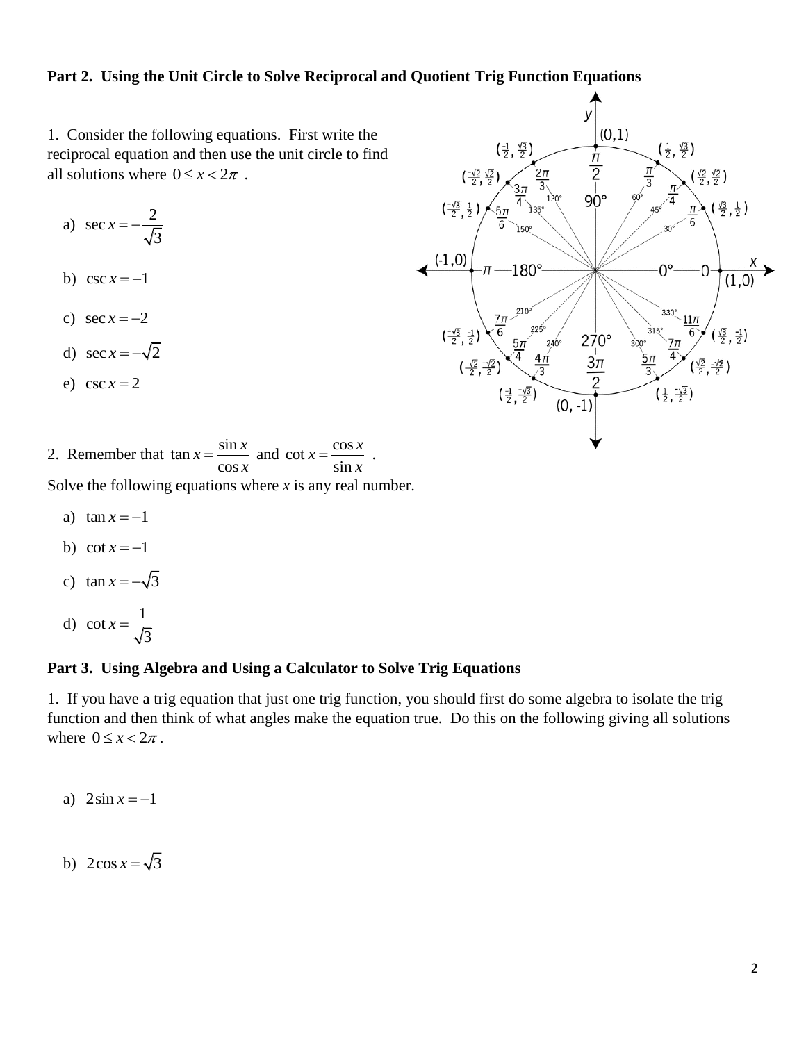## Part 2. Using the Unit Circle to Solve Reciprocal and Quotient Trig Function Equations

1. Consider the following equations. First write the reciprocal equation and then use the unit circle to find all solutions where $0 \le x < 2\pi$ .

   a) $\sec x = -\frac{2}{\sqrt{3}}$

   b) $\csc x = -1$

   c) $\sec x = -2$

   d) $\sec x = -\sqrt{2}$

   e) $\csc x = 2$

2. Remember that $\tan x = \frac{\sin x}{\cos x}$ and $\cot x = \frac{\cos x}{\sin x}$ .

Solve the following equations where *x* is any real number.

   a) $\tan x = -1$

   b) $\cot x = -1$

   c) $\tan x = -\sqrt{3}$

   d) $\cot x = \frac{1}{\sqrt{3}}$

## Part 3. Using Algebra and Using a Calculator to Solve Trig Equations

1. If you have a trig equation that just one trig function, you should first do some algebra to isolate the trig function and then think of what angles make the equation true. Do this on the following giving all solutions where $0 \le x < 2\pi$.

   a) $2\sin x = -1$

   b) $2\cos x = \sqrt{3}$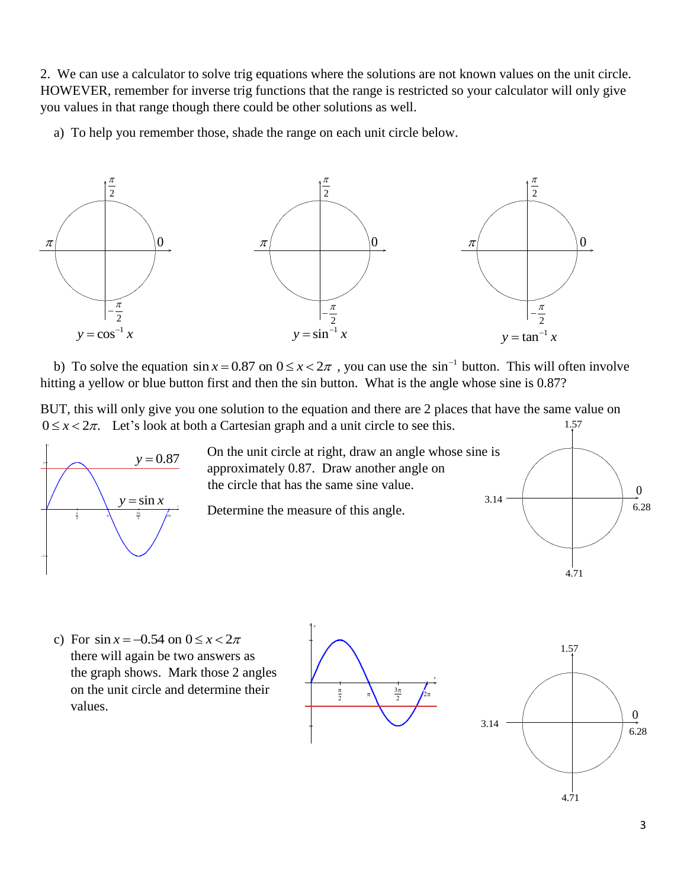2. We can use a calculator to solve trig equations where the solutions are not known values on the unit circle. HOWEVER, remember for inverse trig functions that the range is restricted so your calculator will only give you values in that range though there could be other solutions as well.

a) To help you remember those, shade the range on each unit circle below.

$y = \cos^{-1} x$ $\qquad$ $y = \sin^{-1} x$ $\qquad$ $y = \tan^{-1} x$

b) To solve the equation $\sin x = 0.87$ on $0 \le x < 2\pi$ , you can use the $\sin^{-1}$ button. This will often involve hitting a yellow or blue button first and then the sin button. What is the angle whose sine is 0.87?

BUT, this will only give you one solution to the equation and there are 2 places that have the same value on $0 \le x < 2\pi$. Let's look at both a Cartesian graph and a unit circle to see this.

On the unit circle at right, draw an angle whose sine is approximately 0.87. Draw another angle on the circle that has the same sine value.

Determine the measure of this angle.

c) For $\sin x = -0.54$ on $0 \le x < 2\pi$ there will again be two answers as the graph shows. Mark those 2 angles on the unit circle and determine their values.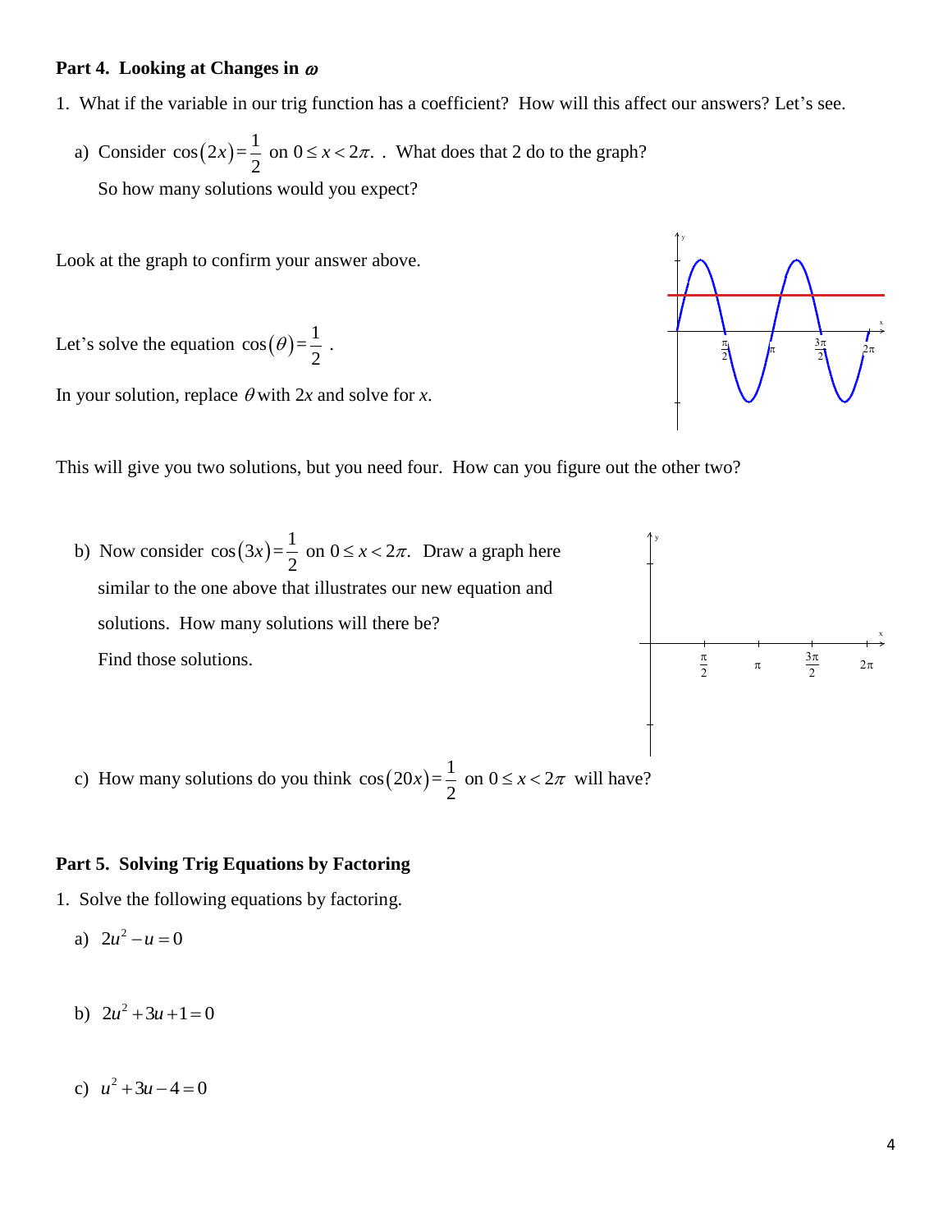### Part 4. Looking at Changes in $\omega$

1. What if the variable in our trig function has a coefficient? How will this affect our answers? Let's see.

   a) Consider $\cos(2x)=\dfrac{1}{2}$ on $0 \le x < 2\pi$. . What does that 2 do to the graph?

      So how many solutions would you expect?

Look at the graph to confirm your answer above.

Let's solve the equation $\cos(\theta)=\dfrac{1}{2}$ .

In your solution, replace $\theta$ with $2x$ and solve for $x$.

This will give you two solutions, but you need four. How can you figure out the other two?

   b) Now consider $\cos(3x)=\dfrac{1}{2}$ on $0 \le x < 2\pi$. Draw a graph here similar to the one above that illustrates our new equation and solutions. How many solutions will there be?

      Find those solutions.

   c) How many solutions do you think $\cos(20x)=\dfrac{1}{2}$ on $0 \le x < 2\pi$ will have?

### Part 5. Solving Trig Equations by Factoring

1. Solve the following equations by factoring.

   a) $2u^2 - u = 0$

   b) $2u^2 + 3u + 1 = 0$

   c) $u^2 + 3u - 4 = 0$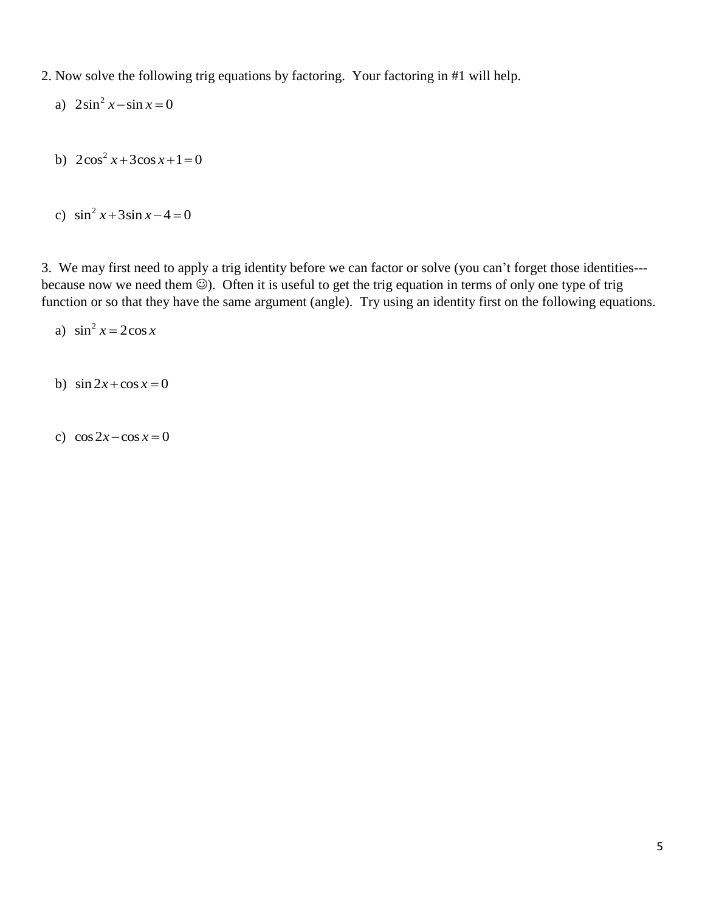2. Now solve the following trig equations by factoring. Your factoring in #1 will help.

a) $2\sin^2 x - \sin x = 0$

b) $2\cos^2 x + 3\cos x + 1 = 0$

c) $\sin^2 x + 3\sin x - 4 = 0$

3. We may first need to apply a trig identity before we can factor or solve (you can't forget those identities---because now we need them ☺). Often it is useful to get the trig equation in terms of only one type of trig function or so that they have the same argument (angle). Try using an identity first on the following equations.

a) $\sin^2 x = 2\cos x$

b) $\sin 2x + \cos x = 0$

c) $\cos 2x - \cos x = 0$